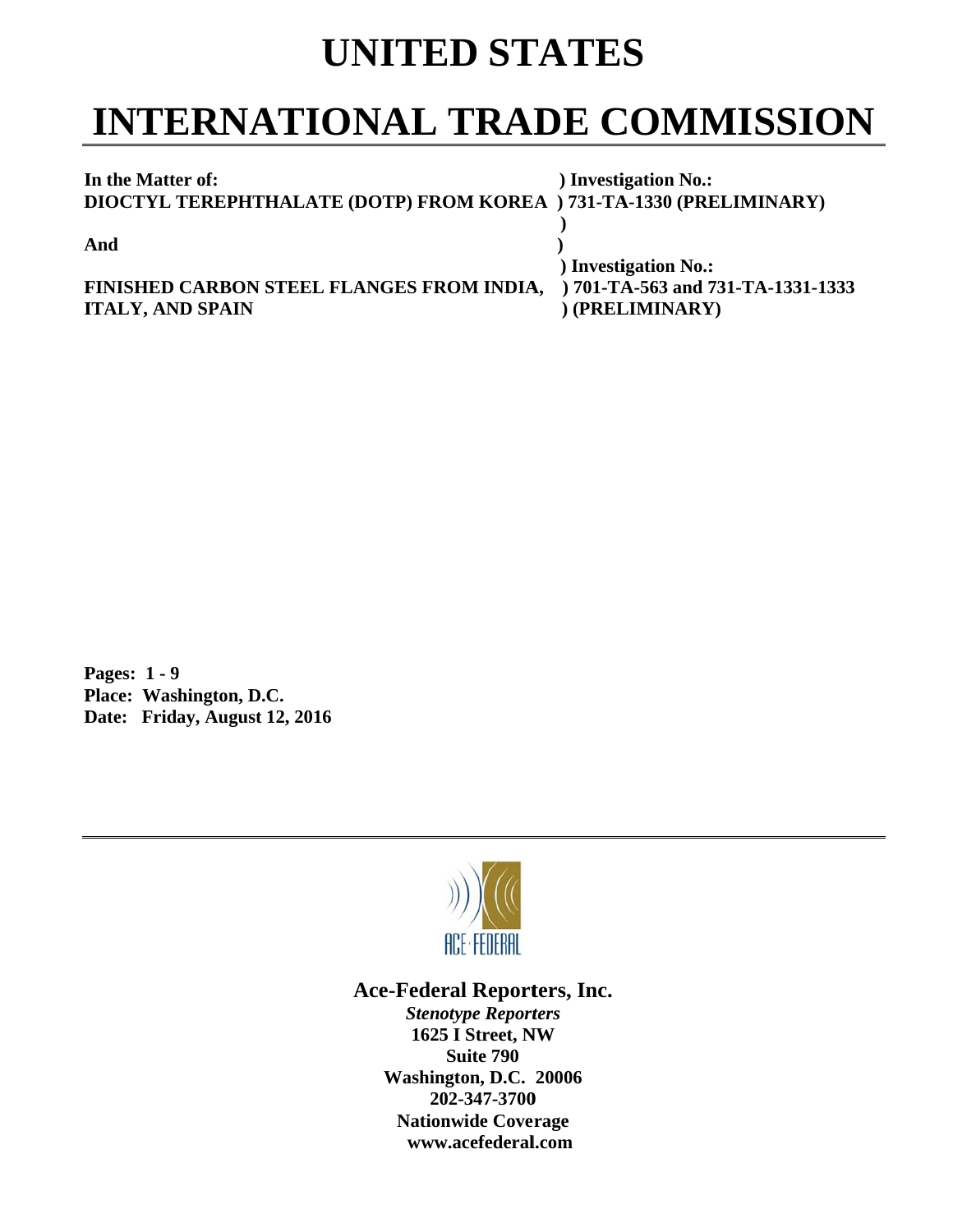# UNITED STATES

# INTERNATIONAL TRADE COMMISSION

| | |
|---|---|
| **In the Matter of:** | **) Investigation No.:** |
| **DIOCTYL TEREPHTHALATE (DOTP) FROM KOREA** | **) 731-TA-1330 (PRELIMINARY)** |
| | **)** |
| **And** | **)** |
| | **) Investigation No.:** |
| **FINISHED CARBON STEEL FLANGES FROM INDIA,** | **) 701-TA-563 and 731-TA-1331-1333** |
| **ITALY, AND SPAIN** | **) (PRELIMINARY)** |

**Pages: 1 - 9**
**Place: Washington, D.C.**
**Date: Friday, August 12, 2016**

ACE·FEDERAL

**Ace-Federal Reporters, Inc.**

***Stenotype Reporters***
**1625 I Street, NW**
**Suite 790**
**Washington, D.C. 20006**
**202-347-3700**
**Nationwide Coverage**
**www.acefederal.com**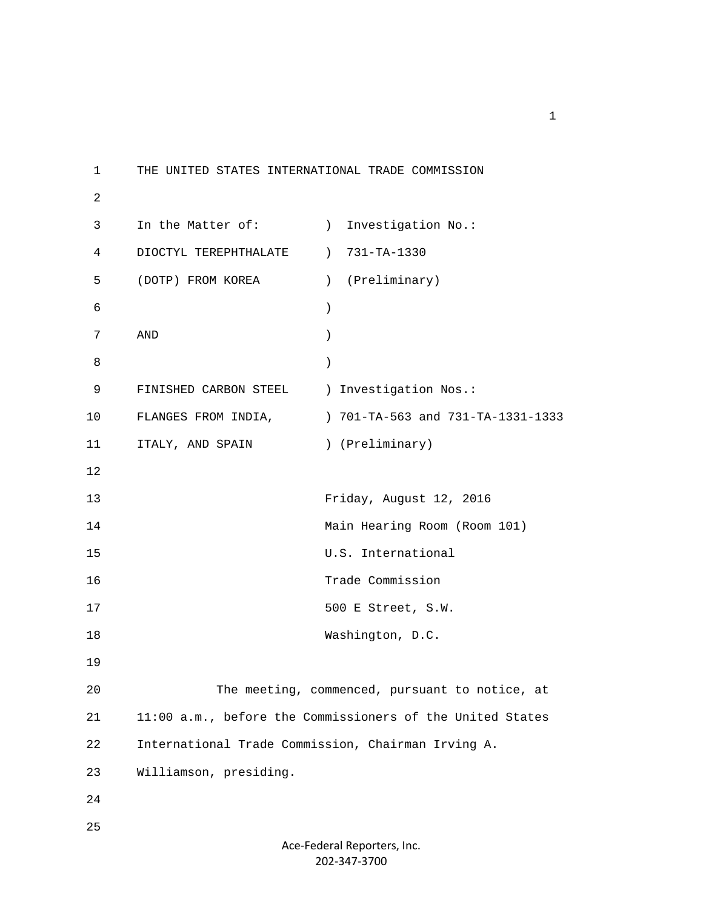THE UNITED STATES INTERNATIONAL TRADE COMMISSION

| In the Matter of: | ) Investigation No.: |
| --- | --- |
| DIOCTYL TEREPHTHALATE | ) 731-TA-1330 |
| (DOTP) FROM KOREA | ) (Preliminary) |
| | ) |
| AND | ) |
| | ) |
| FINISHED CARBON STEEL | ) Investigation Nos.: |
| FLANGES FROM INDIA, | ) 701-TA-563 and 731-TA-1331-1333 |
| ITALY, AND SPAIN | ) (Preliminary) |

Friday, August 12, 2016
Main Hearing Room (Room 101)
U.S. International
Trade Commission
500 E Street, S.W.
Washington, D.C.

The meeting, commenced, pursuant to notice, at 11:00 a.m., before the Commissioners of the United States International Trade Commission, Chairman Irving A. Williamson, presiding.

Ace-Federal Reporters, Inc.
202-347-3700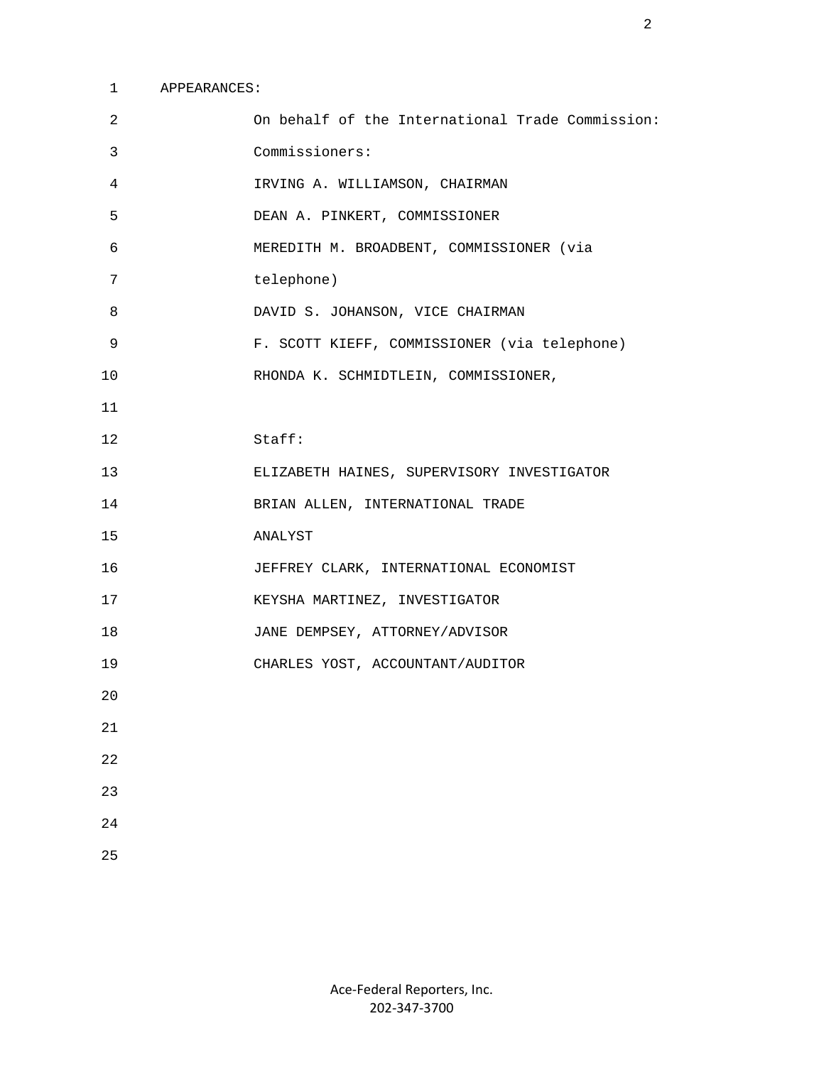APPEARANCES:

On behalf of the International Trade Commission:

Commissioners:

IRVING A. WILLIAMSON, CHAIRMAN

DEAN A. PINKERT, COMMISSIONER

MEREDITH M. BROADBENT, COMMISSIONER (via telephone)

DAVID S. JOHANSON, VICE CHAIRMAN

F. SCOTT KIEFF, COMMISSIONER (via telephone)

RHONDA K. SCHMIDTLEIN, COMMISSIONER,

Staff:

ELIZABETH HAINES, SUPERVISORY INVESTIGATOR

BRIAN ALLEN, INTERNATIONAL TRADE ANALYST

JEFFREY CLARK, INTERNATIONAL ECONOMIST

KEYSHA MARTINEZ, INVESTIGATOR

JANE DEMPSEY, ATTORNEY/ADVISOR

CHARLES YOST, ACCOUNTANT/AUDITOR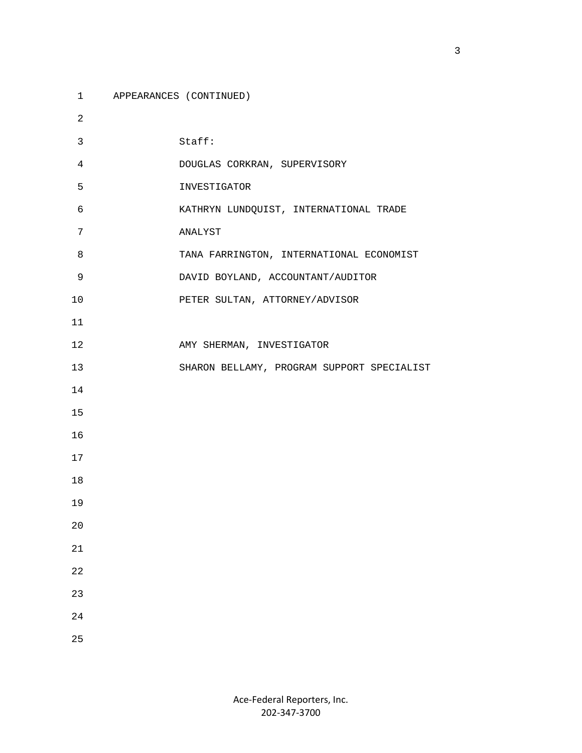APPEARANCES (CONTINUED)

Staff:

DOUGLAS CORKRAN, SUPERVISORY INVESTIGATOR

KATHRYN LUNDQUIST, INTERNATIONAL TRADE ANALYST

TANA FARRINGTON, INTERNATIONAL ECONOMIST

DAVID BOYLAND, ACCOUNTANT/AUDITOR

PETER SULTAN, ATTORNEY/ADVISOR

AMY SHERMAN, INVESTIGATOR

SHARON BELLAMY, PROGRAM SUPPORT SPECIALIST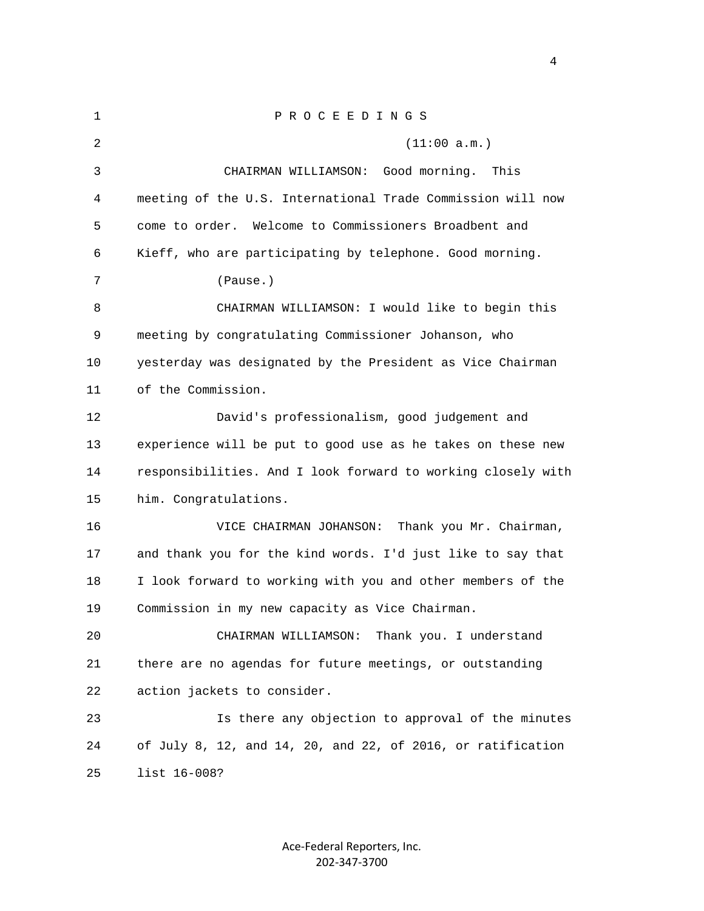# P R O C E E D I N G S

(11:00 a.m.)

CHAIRMAN WILLIAMSON: Good morning. This meeting of the U.S. International Trade Commission will now come to order. Welcome to Commissioners Broadbent and Kieff, who are participating by telephone. Good morning.

(Pause.)

CHAIRMAN WILLIAMSON: I would like to begin this meeting by congratulating Commissioner Johanson, who yesterday was designated by the President as Vice Chairman of the Commission.

David's professionalism, good judgement and experience will be put to good use as he takes on these new responsibilities. And I look forward to working closely with him. Congratulations.

VICE CHAIRMAN JOHANSON: Thank you Mr. Chairman, and thank you for the kind words. I'd just like to say that I look forward to working with you and other members of the Commission in my new capacity as Vice Chairman.

CHAIRMAN WILLIAMSON: Thank you. I understand there are no agendas for future meetings, or outstanding action jackets to consider.

Is there any objection to approval of the minutes of July 8, 12, and 14, 20, and 22, of 2016, or ratification list 16-008?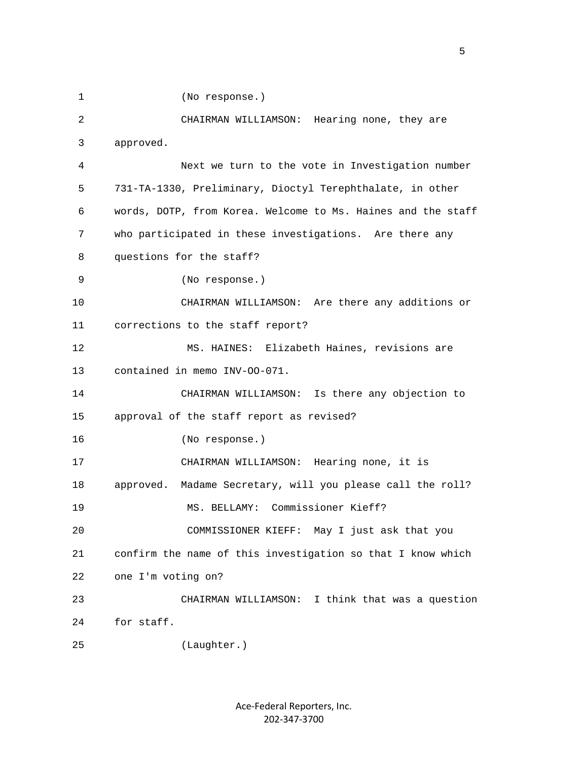(No response.)

CHAIRMAN WILLIAMSON: Hearing none, they are approved.

Next we turn to the vote in Investigation number 731-TA-1330, Preliminary, Dioctyl Terephthalate, in other words, DOTP, from Korea. Welcome to Ms. Haines and the staff who participated in these investigations. Are there any questions for the staff?

(No response.)

CHAIRMAN WILLIAMSON: Are there any additions or corrections to the staff report?

MS. HAINES: Elizabeth Haines, revisions are contained in memo INV-OO-071.

CHAIRMAN WILLIAMSON: Is there any objection to approval of the staff report as revised?

(No response.)

CHAIRMAN WILLIAMSON: Hearing none, it is approved. Madame Secretary, will you please call the roll?

MS. BELLAMY: Commissioner Kieff?

COMMISSIONER KIEFF: May I just ask that you confirm the name of this investigation so that I know which one I'm voting on?

CHAIRMAN WILLIAMSON: I think that was a question for staff.

(Laughter.)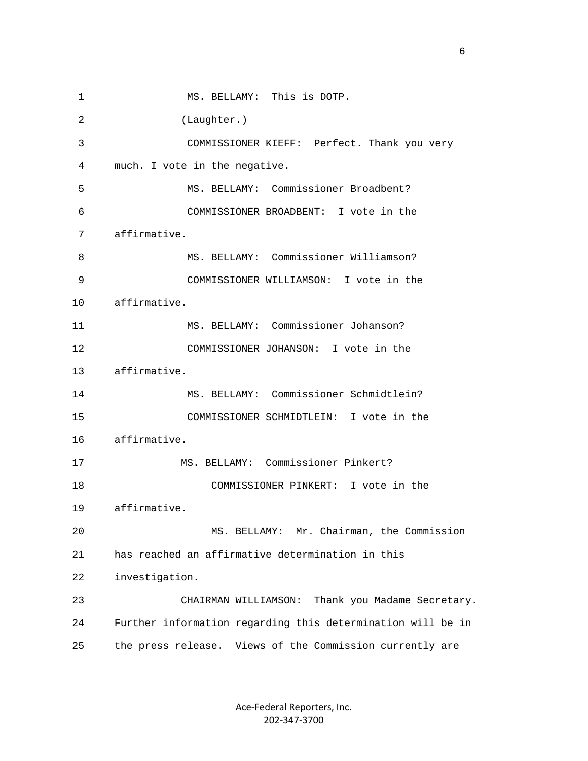MS. BELLAMY: This is DOTP.

(Laughter.)

COMMISSIONER KIEFF: Perfect. Thank you very much. I vote in the negative.

MS. BELLAMY: Commissioner Broadbent?

COMMISSIONER BROADBENT: I vote in the affirmative.

MS. BELLAMY: Commissioner Williamson?

COMMISSIONER WILLIAMSON: I vote in the affirmative.

MS. BELLAMY: Commissioner Johanson?

COMMISSIONER JOHANSON: I vote in the affirmative.

MS. BELLAMY: Commissioner Schmidtlein?

COMMISSIONER SCHMIDTLEIN: I vote in the affirmative.

MS. BELLAMY: Commissioner Pinkert?

COMMISSIONER PINKERT: I vote in the affirmative.

MS. BELLAMY: Mr. Chairman, the Commission has reached an affirmative determination in this investigation.

CHAIRMAN WILLIAMSON: Thank you Madame Secretary. Further information regarding this determination will be in the press release. Views of the Commission currently are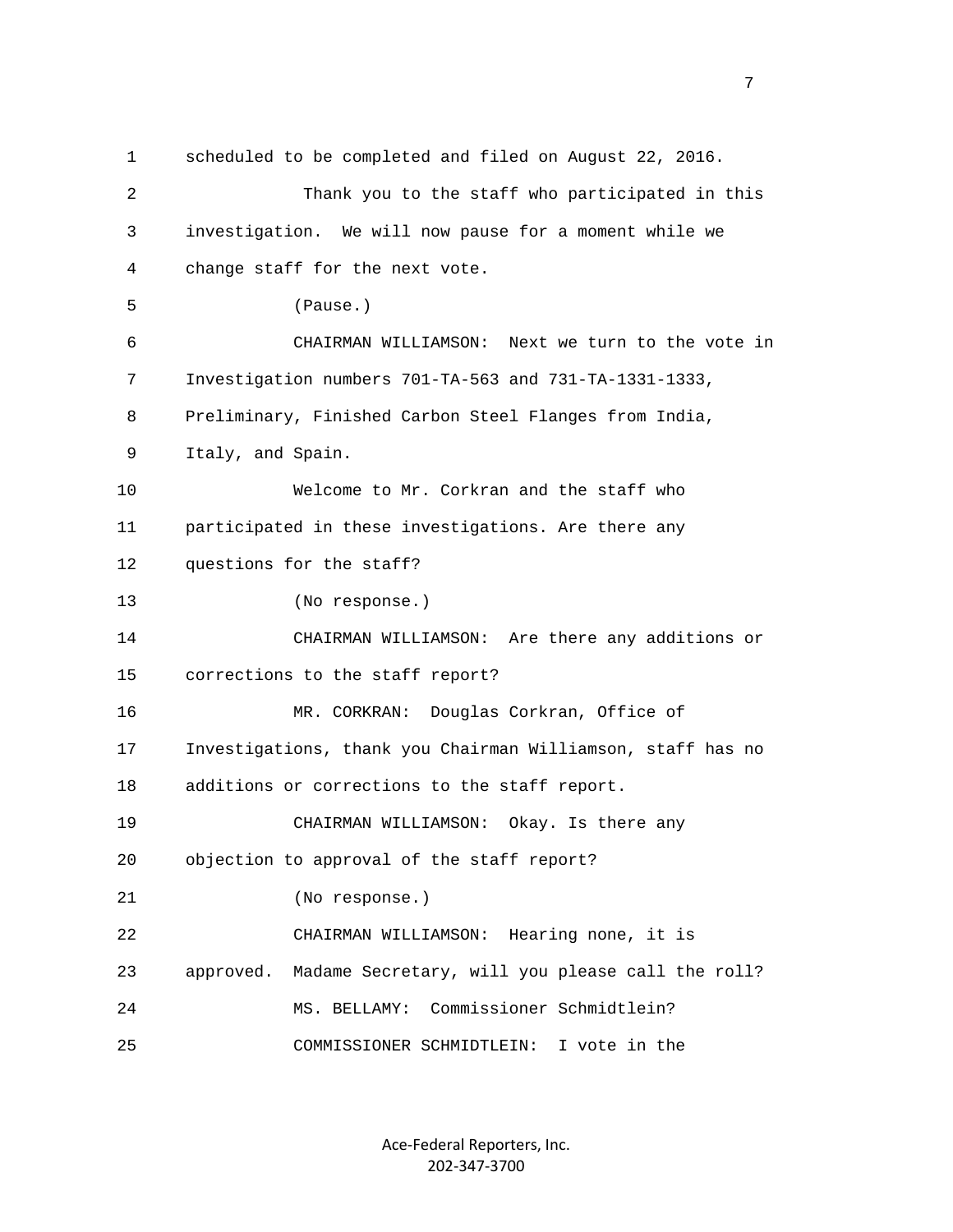scheduled to be completed and filed on August 22, 2016.

Thank you to the staff who participated in this investigation. We will now pause for a moment while we change staff for the next vote.

(Pause.)

CHAIRMAN WILLIAMSON: Next we turn to the vote in Investigation numbers 701-TA-563 and 731-TA-1331-1333, Preliminary, Finished Carbon Steel Flanges from India, Italy, and Spain.

Welcome to Mr. Corkran and the staff who participated in these investigations. Are there any questions for the staff?

(No response.)

CHAIRMAN WILLIAMSON: Are there any additions or corrections to the staff report?

MR. CORKRAN: Douglas Corkran, Office of Investigations, thank you Chairman Williamson, staff has no additions or corrections to the staff report.

CHAIRMAN WILLIAMSON: Okay. Is there any objection to approval of the staff report?

(No response.)

CHAIRMAN WILLIAMSON: Hearing none, it is approved. Madame Secretary, will you please call the roll?

MS. BELLAMY: Commissioner Schmidtlein?

COMMISSIONER SCHMIDTLEIN: I vote in the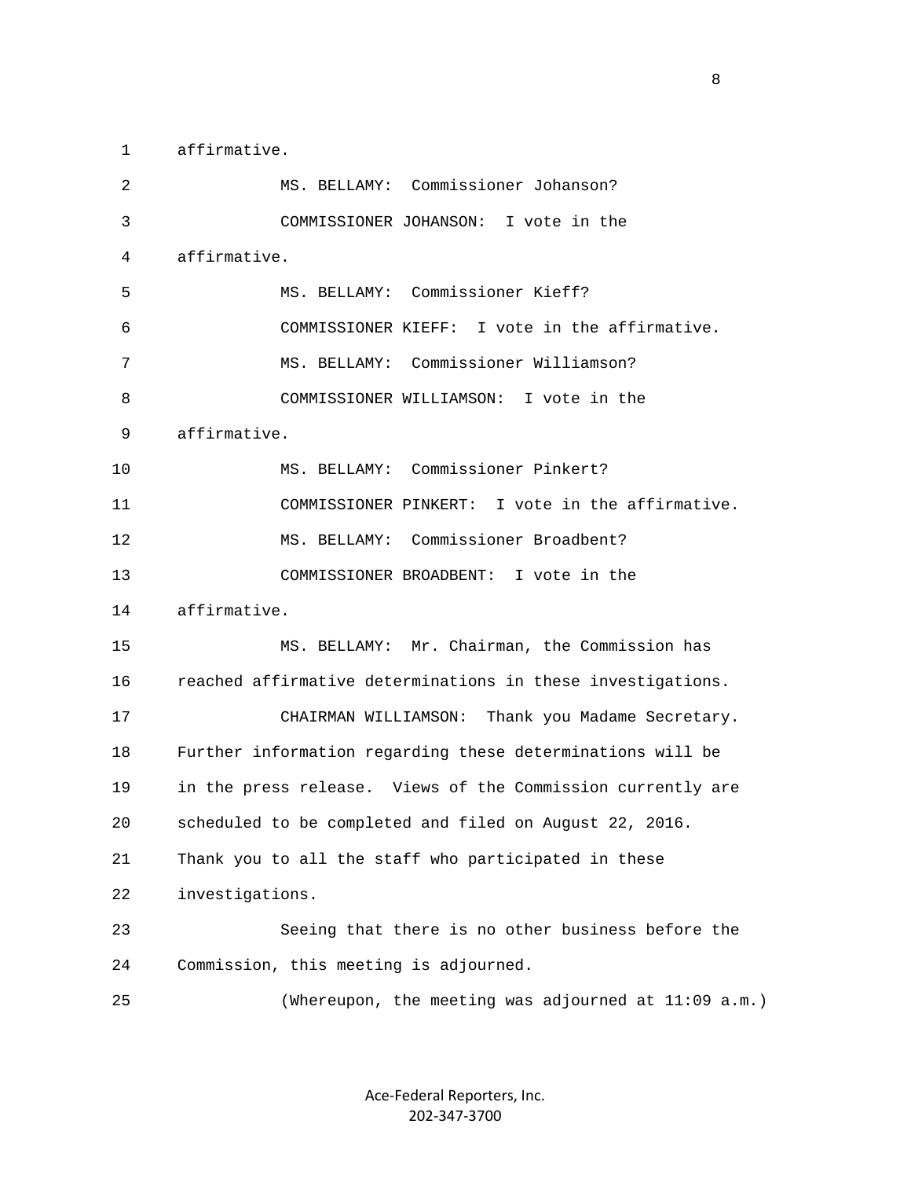affirmative.

MS. BELLAMY: Commissioner Johanson?

COMMISSIONER JOHANSON: I vote in the affirmative.

MS. BELLAMY: Commissioner Kieff?

COMMISSIONER KIEFF: I vote in the affirmative.

MS. BELLAMY: Commissioner Williamson?

COMMISSIONER WILLIAMSON: I vote in the affirmative.

MS. BELLAMY: Commissioner Pinkert?

COMMISSIONER PINKERT: I vote in the affirmative.

MS. BELLAMY: Commissioner Broadbent?

COMMISSIONER BROADBENT: I vote in the affirmative.

MS. BELLAMY: Mr. Chairman, the Commission has reached affirmative determinations in these investigations.

CHAIRMAN WILLIAMSON: Thank you Madame Secretary. Further information regarding these determinations will be in the press release. Views of the Commission currently are scheduled to be completed and filed on August 22, 2016. Thank you to all the staff who participated in these investigations.

Seeing that there is no other business before the Commission, this meeting is adjourned.

(Whereupon, the meeting was adjourned at 11:09 a.m.)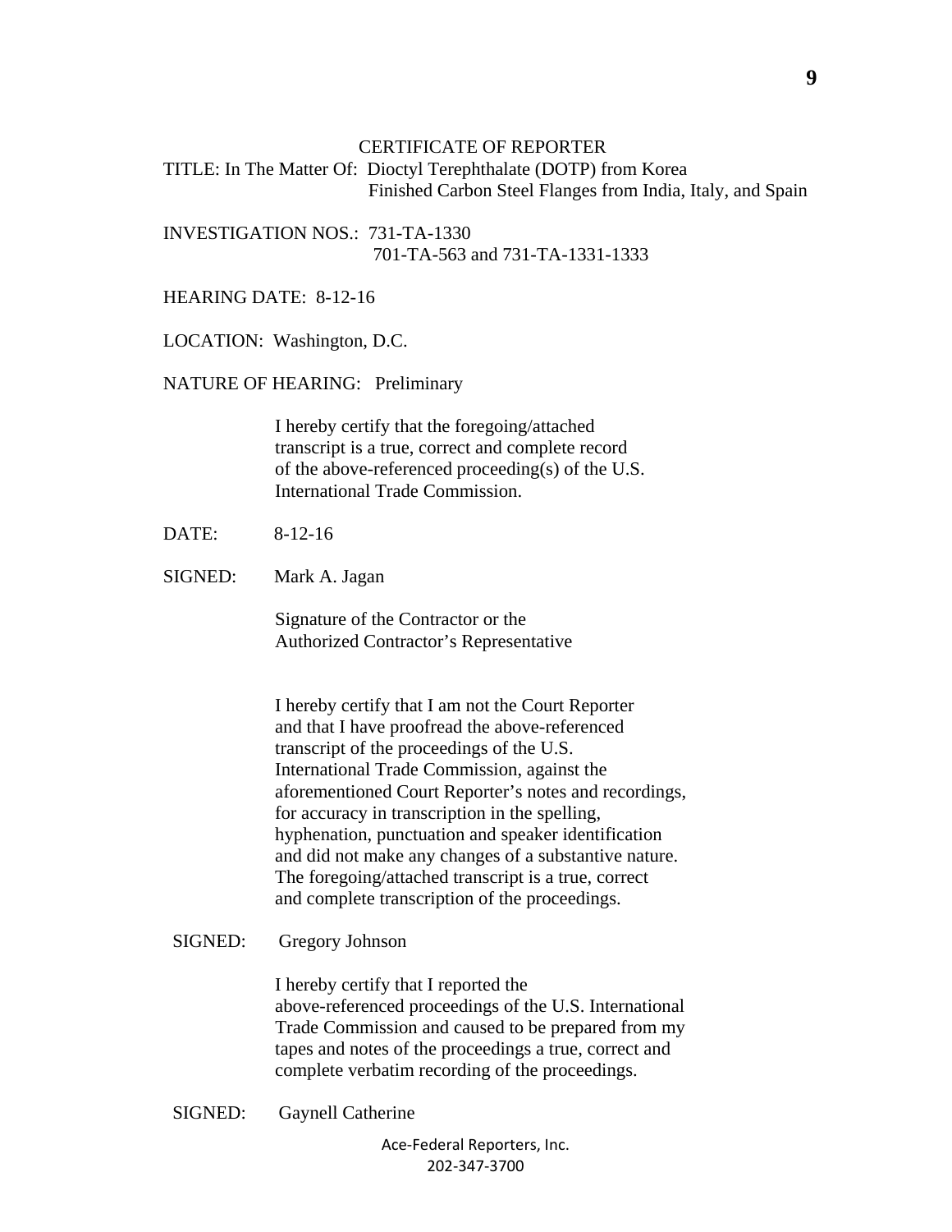## CERTIFICATE OF REPORTER

TITLE: In The Matter Of: Dioctyl Terephthalate (DOTP) from Korea
Finished Carbon Steel Flanges from India, Italy, and Spain

INVESTIGATION NOS.: 731-TA-1330
701-TA-563 and 731-TA-1331-1333

HEARING DATE: 8-12-16

LOCATION: Washington, D.C.

NATURE OF HEARING: Preliminary

I hereby certify that the foregoing/attached transcript is a true, correct and complete record of the above-referenced proceeding(s) of the U.S. International Trade Commission.

DATE: 8-12-16

SIGNED: Mark A. Jagan

Signature of the Contractor or the Authorized Contractor's Representative

I hereby certify that I am not the Court Reporter and that I have proofread the above-referenced transcript of the proceedings of the U.S. International Trade Commission, against the aforementioned Court Reporter's notes and recordings, for accuracy in transcription in the spelling, hyphenation, punctuation and speaker identification and did not make any changes of a substantive nature. The foregoing/attached transcript is a true, correct and complete transcription of the proceedings.

SIGNED: Gregory Johnson

I hereby certify that I reported the above-referenced proceedings of the U.S. International Trade Commission and caused to be prepared from my tapes and notes of the proceedings a true, correct and complete verbatim recording of the proceedings.

SIGNED: Gaynell Catherine